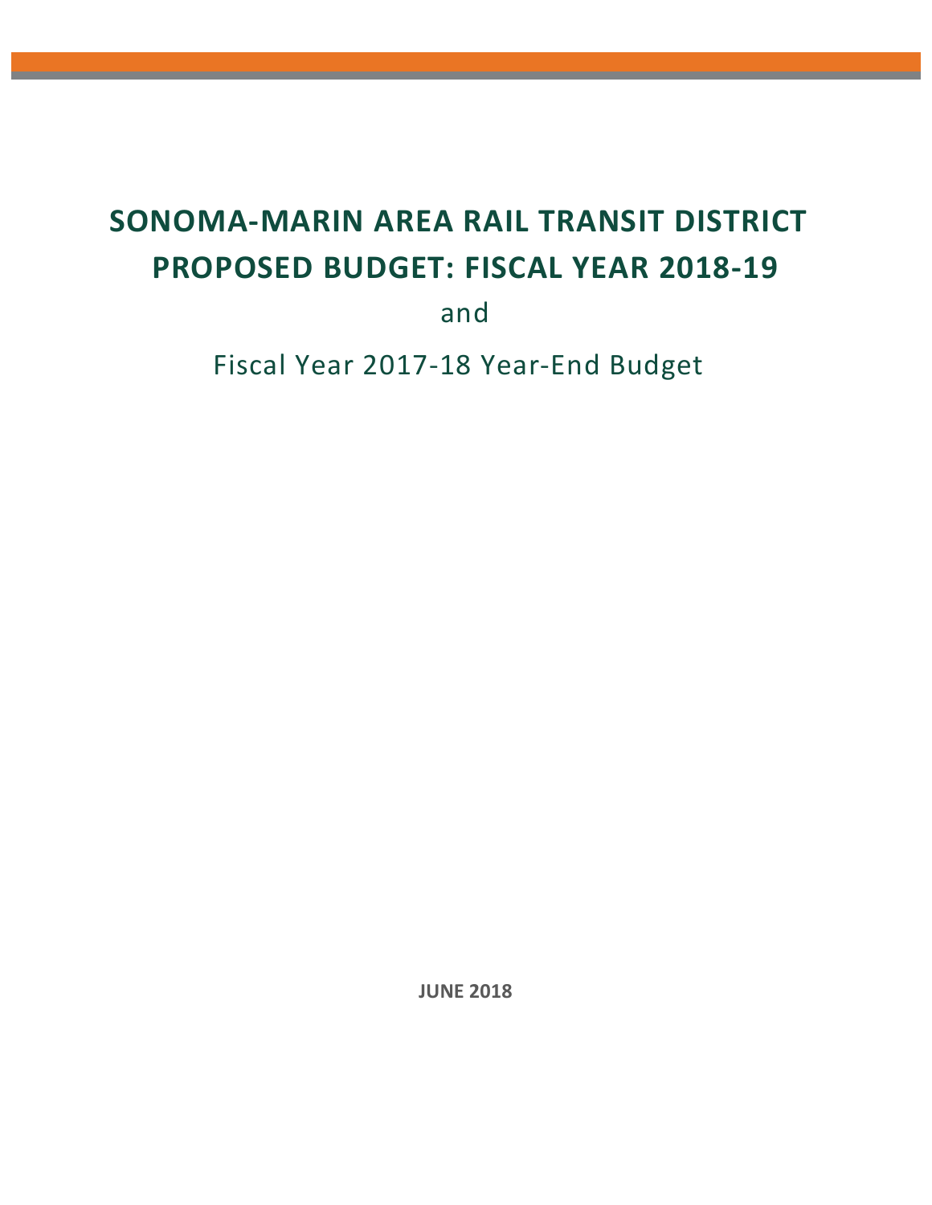# SONOMA-MARIN AREA RAIL TRANSIT DISTRICT PROPOSED BUDGET: FISCAL YEAR 2018-19

and

Fiscal Year 2017-18 Year-End Budget

**JUNE 2018**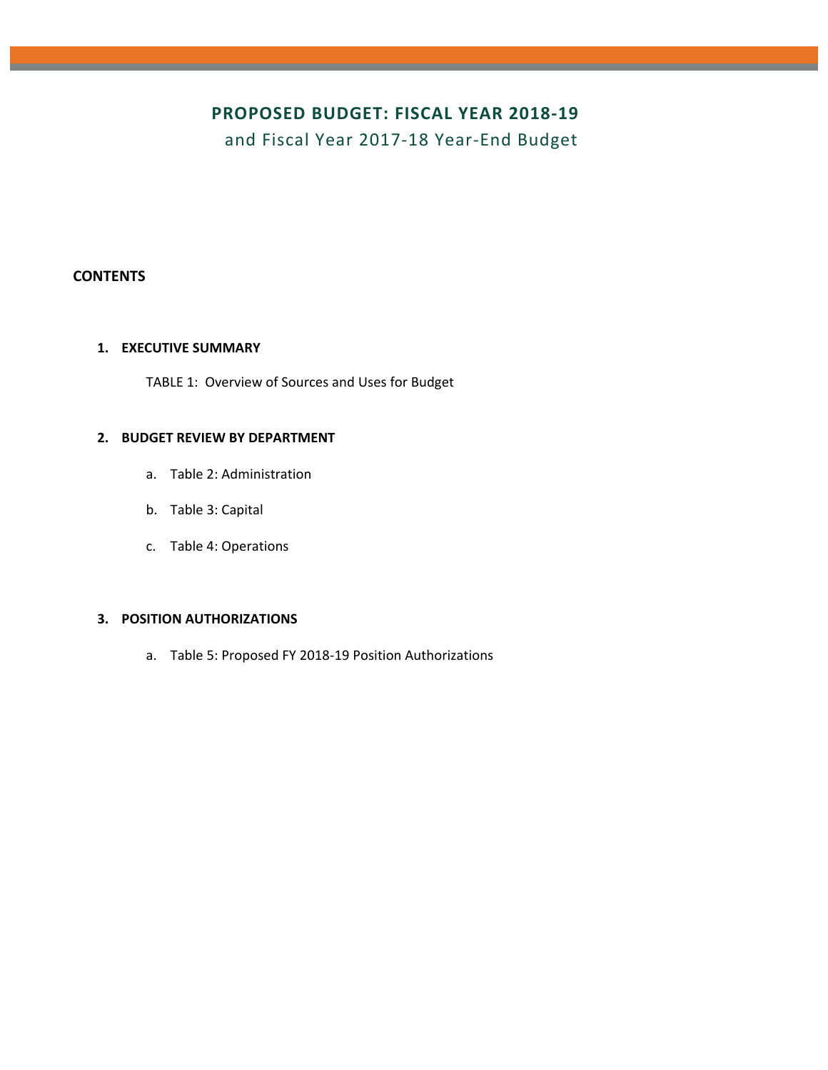# PROPOSED BUDGET: FISCAL YEAR 2018-19

## and Fiscal Year 2017-18 Year-End Budget

**CONTENTS**

1. **EXECUTIVE SUMMARY**

   TABLE 1: Overview of Sources and Uses for Budget

2. **BUDGET REVIEW BY DEPARTMENT**

   a. Table 2: Administration

   b. Table 3: Capital

   c. Table 4: Operations

3. **POSITION AUTHORIZATIONS**

   a. Table 5: Proposed FY 2018-19 Position Authorizations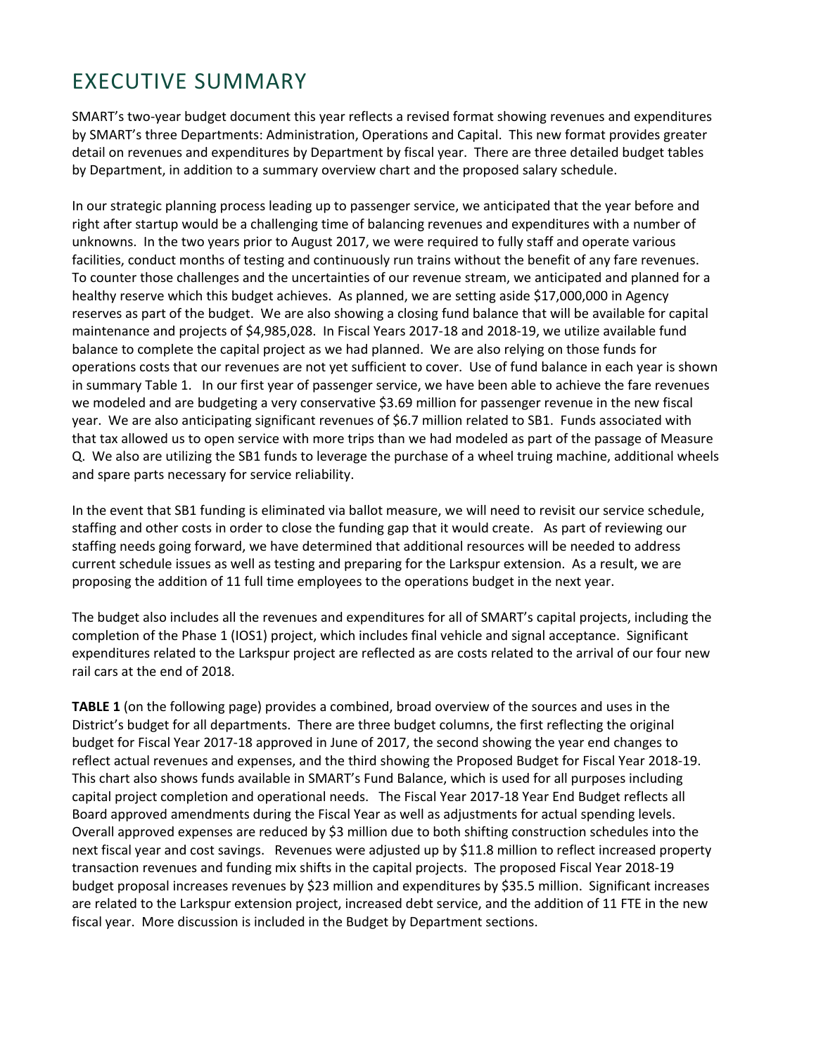# EXECUTIVE SUMMARY

SMART's two-year budget document this year reflects a revised format showing revenues and expenditures by SMART's three Departments: Administration, Operations and Capital. This new format provides greater detail on revenues and expenditures by Department by fiscal year. There are three detailed budget tables by Department, in addition to a summary overview chart and the proposed salary schedule.

In our strategic planning process leading up to passenger service, we anticipated that the year before and right after startup would be a challenging time of balancing revenues and expenditures with a number of unknowns. In the two years prior to August 2017, we were required to fully staff and operate various facilities, conduct months of testing and continuously run trains without the benefit of any fare revenues. To counter those challenges and the uncertainties of our revenue stream, we anticipated and planned for a healthy reserve which this budget achieves. As planned, we are setting aside $17,000,000 in Agency reserves as part of the budget. We are also showing a closing fund balance that will be available for capital maintenance and projects of $4,985,028. In Fiscal Years 2017-18 and 2018-19, we utilize available fund balance to complete the capital project as we had planned. We are also relying on those funds for operations costs that our revenues are not yet sufficient to cover. Use of fund balance in each year is shown in summary Table 1. In our first year of passenger service, we have been able to achieve the fare revenues we modeled and are budgeting a very conservative $3.69 million for passenger revenue in the new fiscal year. We are also anticipating significant revenues of $6.7 million related to SB1. Funds associated with that tax allowed us to open service with more trips than we had modeled as part of the passage of Measure Q. We also are utilizing the SB1 funds to leverage the purchase of a wheel truing machine, additional wheels and spare parts necessary for service reliability.

In the event that SB1 funding is eliminated via ballot measure, we will need to revisit our service schedule, staffing and other costs in order to close the funding gap that it would create. As part of reviewing our staffing needs going forward, we have determined that additional resources will be needed to address current schedule issues as well as testing and preparing for the Larkspur extension. As a result, we are proposing the addition of 11 full time employees to the operations budget in the next year.

The budget also includes all the revenues and expenditures for all of SMART's capital projects, including the completion of the Phase 1 (IOS1) project, which includes final vehicle and signal acceptance. Significant expenditures related to the Larkspur project are reflected as are costs related to the arrival of our four new rail cars at the end of 2018.

**TABLE 1** (on the following page) provides a combined, broad overview of the sources and uses in the District's budget for all departments. There are three budget columns, the first reflecting the original budget for Fiscal Year 2017-18 approved in June of 2017, the second showing the year end changes to reflect actual revenues and expenses, and the third showing the Proposed Budget for Fiscal Year 2018-19. This chart also shows funds available in SMART's Fund Balance, which is used for all purposes including capital project completion and operational needs. The Fiscal Year 2017-18 Year End Budget reflects all Board approved amendments during the Fiscal Year as well as adjustments for actual spending levels. Overall approved expenses are reduced by $3 million due to both shifting construction schedules into the next fiscal year and cost savings. Revenues were adjusted up by $11.8 million to reflect increased property transaction revenues and funding mix shifts in the capital projects. The proposed Fiscal Year 2018-19 budget proposal increases revenues by $23 million and expenditures by $35.5 million. Significant increases are related to the Larkspur extension project, increased debt service, and the addition of 11 FTE in the new fiscal year. More discussion is included in the Budget by Department sections.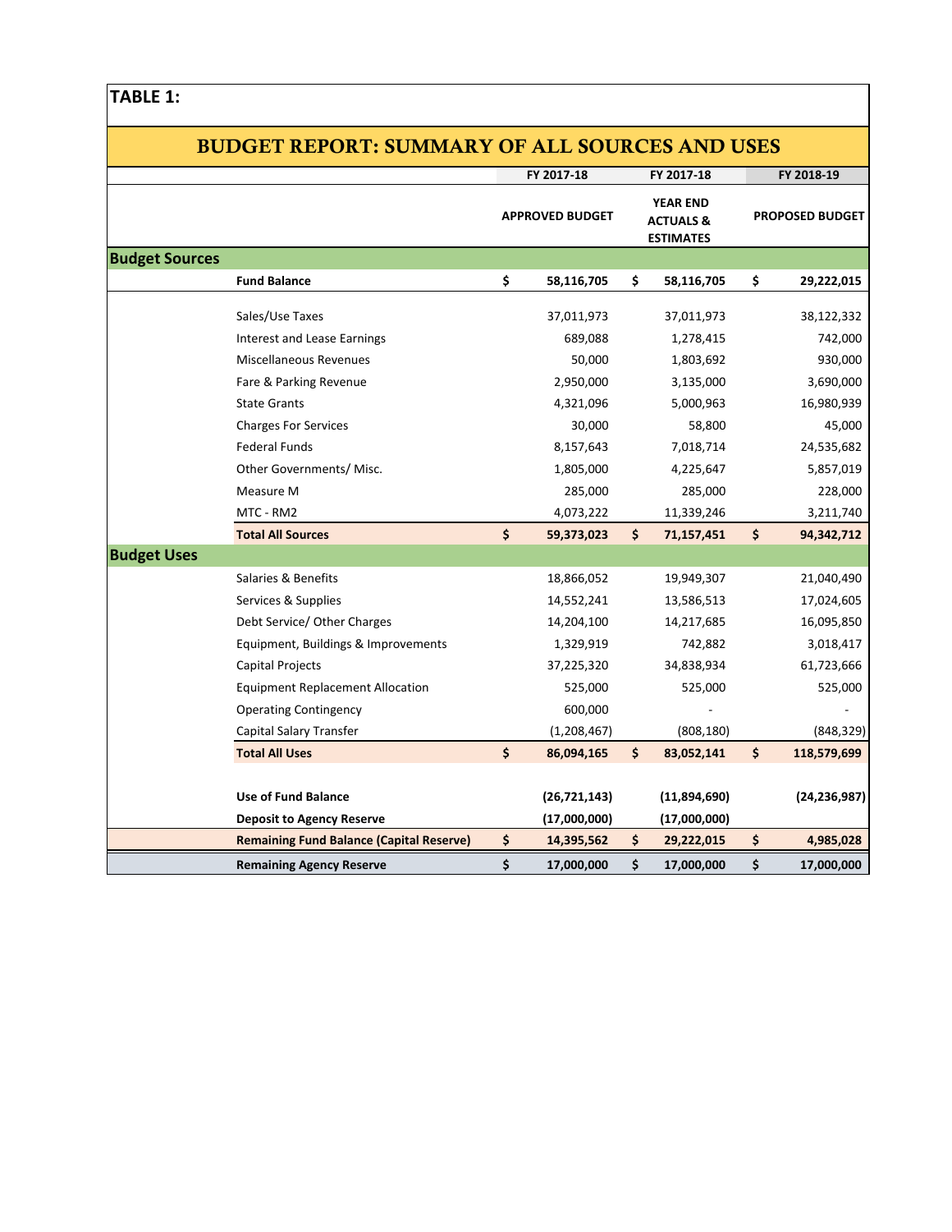**TABLE 1:**

## BUDGET REPORT: SUMMARY OF ALL SOURCES AND USES

| | | FY 2017-18 | FY 2017-18 | FY 2018-19 |
|---|---|---|---|---|
| | | APPROVED BUDGET | YEAR END ACTUALS & ESTIMATES | PROPOSED BUDGET |
| **Budget Sources** | | | | |
| | **Fund Balance** | **$ 58,116,705** | **$ 58,116,705** | **$ 29,222,015** |
| | Sales/Use Taxes | 37,011,973 | 37,011,973 | 38,122,332 |
| | Interest and Lease Earnings | 689,088 | 1,278,415 | 742,000 |
| | Miscellaneous Revenues | 50,000 | 1,803,692 | 930,000 |
| | Fare & Parking Revenue | 2,950,000 | 3,135,000 | 3,690,000 |
| | State Grants | 4,321,096 | 5,000,963 | 16,980,939 |
| | Charges For Services | 30,000 | 58,800 | 45,000 |
| | Federal Funds | 8,157,643 | 7,018,714 | 24,535,682 |
| | Other Governments/ Misc. | 1,805,000 | 4,225,647 | 5,857,019 |
| | Measure M | 285,000 | 285,000 | 228,000 |
| | MTC - RM2 | 4,073,222 | 11,339,246 | 3,211,740 |
| | **Total All Sources** | **$ 59,373,023** | **$ 71,157,451** | **$ 94,342,712** |
| **Budget Uses** | | | | |
| | Salaries & Benefits | 18,866,052 | 19,949,307 | 21,040,490 |
| | Services & Supplies | 14,552,241 | 13,586,513 | 17,024,605 |
| | Debt Service/ Other Charges | 14,204,100 | 14,217,685 | 16,095,850 |
| | Equipment, Buildings & Improvements | 1,329,919 | 742,882 | 3,018,417 |
| | Capital Projects | 37,225,320 | 34,838,934 | 61,723,666 |
| | Equipment Replacement Allocation | 525,000 | 525,000 | 525,000 |
| | Operating Contingency | 600,000 | - | - |
| | Capital Salary Transfer | (1,208,467) | (808,180) | (848,329) |
| | **Total All Uses** | **$ 86,094,165** | **$ 83,052,141** | **$ 118,579,699** |
| | **Use of Fund Balance** | **(26,721,143)** | **(11,894,690)** | **(24,236,987)** |
| | **Deposit to Agency Reserve** | **(17,000,000)** | **(17,000,000)** | |
| | **Remaining Fund Balance (Capital Reserve)** | **$ 14,395,562** | **$ 29,222,015** | **$ 4,985,028** |
| | **Remaining Agency Reserve** | **$ 17,000,000** | **$ 17,000,000** | **$ 17,000,000** |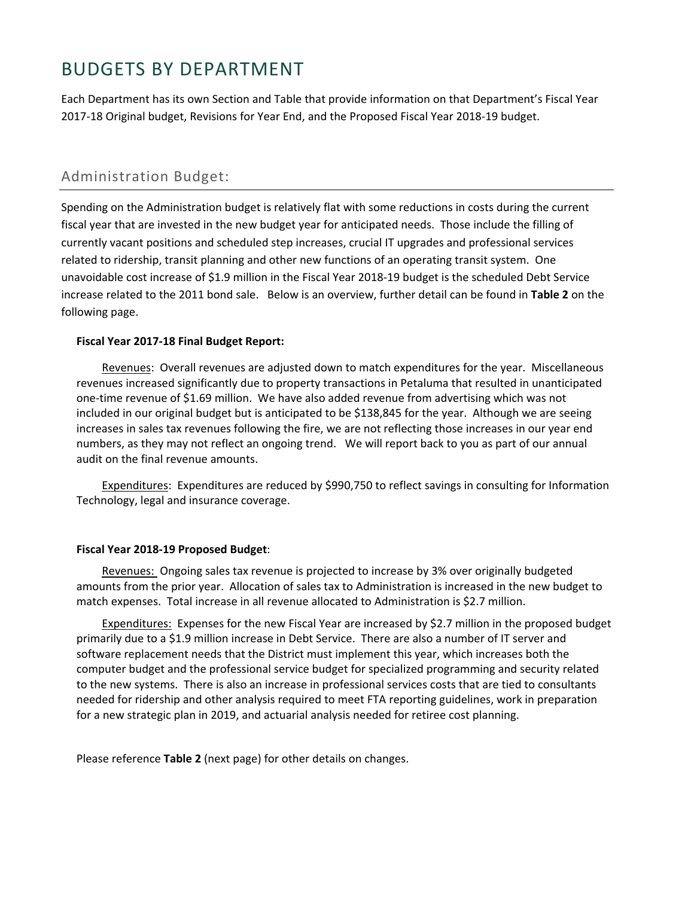# BUDGETS BY DEPARTMENT

Each Department has its own Section and Table that provide information on that Department's Fiscal Year 2017-18 Original budget, Revisions for Year End, and the Proposed Fiscal Year 2018-19 budget.

## Administration Budget:

Spending on the Administration budget is relatively flat with some reductions in costs during the current fiscal year that are invested in the new budget year for anticipated needs. Those include the filling of currently vacant positions and scheduled step increases, crucial IT upgrades and professional services related to ridership, transit planning and other new functions of an operating transit system. One unavoidable cost increase of $1.9 million in the Fiscal Year 2018-19 budget is the scheduled Debt Service increase related to the 2011 bond sale. Below is an overview, further detail can be found in **Table 2** on the following page.

**Fiscal Year 2017-18 Final Budget Report:**

Revenues: Overall revenues are adjusted down to match expenditures for the year. Miscellaneous revenues increased significantly due to property transactions in Petaluma that resulted in unanticipated one-time revenue of $1.69 million. We have also added revenue from advertising which was not included in our original budget but is anticipated to be $138,845 for the year. Although we are seeing increases in sales tax revenues following the fire, we are not reflecting those increases in our year end numbers, as they may not reflect an ongoing trend. We will report back to you as part of our annual audit on the final revenue amounts.

Expenditures: Expenditures are reduced by $990,750 to reflect savings in consulting for Information Technology, legal and insurance coverage.

**Fiscal Year 2018-19 Proposed Budget**:

Revenues: Ongoing sales tax revenue is projected to increase by 3% over originally budgeted amounts from the prior year. Allocation of sales tax to Administration is increased in the new budget to match expenses. Total increase in all revenue allocated to Administration is $2.7 million.

Expenditures: Expenses for the new Fiscal Year are increased by $2.7 million in the proposed budget primarily due to a $1.9 million increase in Debt Service. There are also a number of IT server and software replacement needs that the District must implement this year, which increases both the computer budget and the professional service budget for specialized programming and security related to the new systems. There is also an increase in professional services costs that are tied to consultants needed for ridership and other analysis required to meet FTA reporting guidelines, work in preparation for a new strategic plan in 2019, and actuarial analysis needed for retiree cost planning.

Please reference **Table 2** (next page) for other details on changes.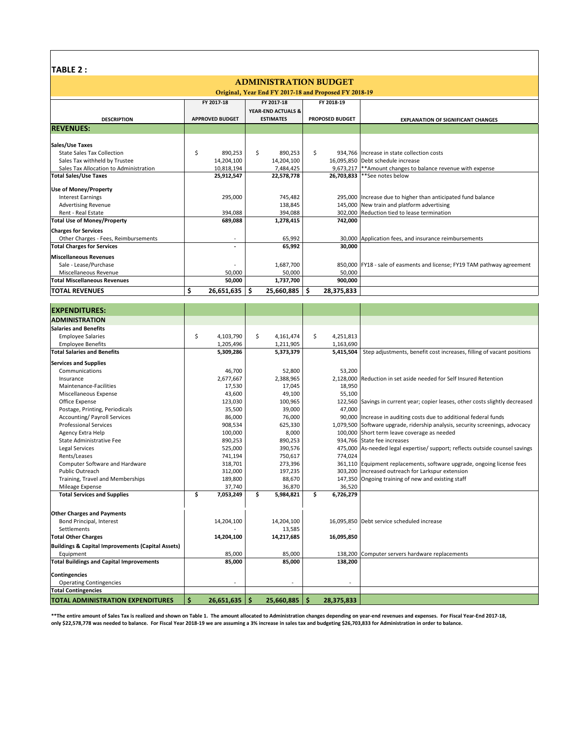**TABLE 2 :**

## ADMINISTRATION BUDGET

**Original, Year End FY 2017-18 and Proposed FY 2018-19**

| DESCRIPTION | FY 2017-18 APPROVED BUDGET | FY 2017-18 YEAR-END ACTUALS & ESTIMATES | FY 2018-19 PROPOSED BUDGET | EXPLANATION OF SIGNIFICANT CHANGES |
|---|---|---|---|---|
| **REVENUES:** | | | | |
| **Sales/Use Taxes** | | | | |
| State Sales Tax Collection | $ 890,253 | $ 890,253 | $ 934,766 | Increase in state collection costs |
| Sales Tax withheld by Trustee | 14,204,100 | 14,204,100 | 16,095,850 | Debt schedule increase |
| Sales Tax Allocation to Administration | 10,818,194 | 7,484,425 | 9,673,217 | **Amount changes to balance revenue with expense |
| **Total Sales/Use Taxes** | **25,912,547** | **22,578,778** | **26,703,833** | **See notes below |
| **Use of Money/Property** | | | | |
| Interest Earnings | 295,000 | 745,482 | 295,000 | Increase due to higher than anticipated fund balance |
| Advertising Revenue | | 138,845 | 145,000 | New train and platform advertising |
| Rent - Real Estate | 394,088 | 394,088 | 302,000 | Reduction tied to lease termination |
| **Total Use of Money/Property** | **689,088** | **1,278,415** | **742,000** | |
| **Charges for Services** | | | | |
| Other Charges - Fees, Reimbursements | - | 65,992 | 30,000 | Application fees, and insurance reimbursements |
| **Total Charges for Services** | **-** | **65,992** | **30,000** | |
| **Miscellaneous Revenues** | | | | |
| Sale - Lease/Purchase | - | 1,687,700 | 850,000 | FY18 - sale of easments and license; FY19 TAM pathway agreement |
| Miscellaneous Revenue | 50,000 | 50,000 | 50,000 | |
| **Total Miscellaneous Revenues** | **50,000** | **1,737,700** | **900,000** | |
| **TOTAL REVENUES** | **$ 26,651,635** | **$ 25,660,885** | **$ 28,375,833** | |
| **EXPENDITURES:** | | | | |
| **ADMINISTRATION** | | | | |
| **Salaries and Benefits** | | | | |
| Employee Salaries | $ 4,103,790 | $ 4,161,474 | $ 4,251,813 | |
| Employee Benefits | 1,205,496 | 1,211,905 | 1,163,690 | |
| **Total Salaries and Benefits** | **5,309,286** | **5,373,379** | **5,415,504** | Step adjustments, benefit cost increases, filling of vacant positions |
| **Services and Supplies** | | | | |
| Communications | 46,700 | 52,800 | 53,200 | |
| Insurance | 2,677,667 | 2,388,965 | 2,128,000 | Reduction in set aside needed for Self Insured Retention |
| Maintenance-Facilities | 17,530 | 17,045 | 18,950 | |
| Miscellaneous Expense | 43,600 | 49,100 | 55,100 | |
| Office Expense | 123,030 | 100,965 | 122,560 | Savings in current year; copier leases, other costs slightly decreased |
| Postage, Printing, Periodicals | 35,500 | 39,000 | 47,000 | |
| Accounting/ Payroll Services | 86,000 | 76,000 | 90,000 | Increase in auditing costs due to additional federal funds |
| Professional Services | 908,534 | 625,330 | 1,079,500 | Software upgrade, ridership analysis, security screenings, advocacy |
| Agency Extra Help | 100,000 | 8,000 | 100,000 | Short term leave coverage as needed |
| State Administrative Fee | 890,253 | 890,253 | 934,766 | State fee increases |
| Legal Services | 525,000 | 390,576 | 475,000 | As-needed legal expertise/ support; reflects outside counsel savings |
| Rents/Leases | 741,194 | 750,617 | 774,024 | |
| Computer Software and Hardware | 318,701 | 273,396 | 361,110 | Equipment replacements, software upgrade, ongoing license fees |
| Public Outreach | 312,000 | 197,235 | 303,200 | Increased outreach for Larkspur extension |
| Training, Travel and Memberships | 189,800 | 88,670 | 147,350 | Ongoing training of new and existing staff |
| Mileage Expense | 37,740 | 36,870 | 36,520 | |
| **Total Services and Supplies** | **$ 7,053,249** | **$ 5,984,821** | **$ 6,726,279** | |
| **Other Charges and Payments** | | | | |
| Bond Principal, Interest | 14,204,100 | 14,204,100 | 16,095,850 | Debt service scheduled increase |
| Settlements | - | 13,585 | - | |
| **Total Other Charges** | **14,204,100** | **14,217,685** | **16,095,850** | |
| **Buildings & Capital Improvements (Capital Assets)** | | | | |
| Equipment | 85,000 | 85,000 | 138,200 | Computer servers hardware replacements |
| **Total Buildings and Capital Improvements** | **85,000** | **85,000** | **138,200** | |
| **Contingencies** | | | | |
| Operating Contingencies | - | - | - | |
| **Total Contingencies** | | | | |
| **TOTAL ADMINISTRATION EXPENDITURES** | **$ 26,651,635** | **$ 25,660,885** | **$ 28,375,833** | |

****The entire amount of Sales Tax is realized and shown on Table 1. The amount allocated to Administration changes depending on year-end revenues and expenses. For Fiscal Year-End 2017-18, only $22,578,778 was needed to balance. For Fiscal Year 2018-19 we are assuming a 3% increase in sales tax and budgeting $26,703,833 for Administration in order to balance.**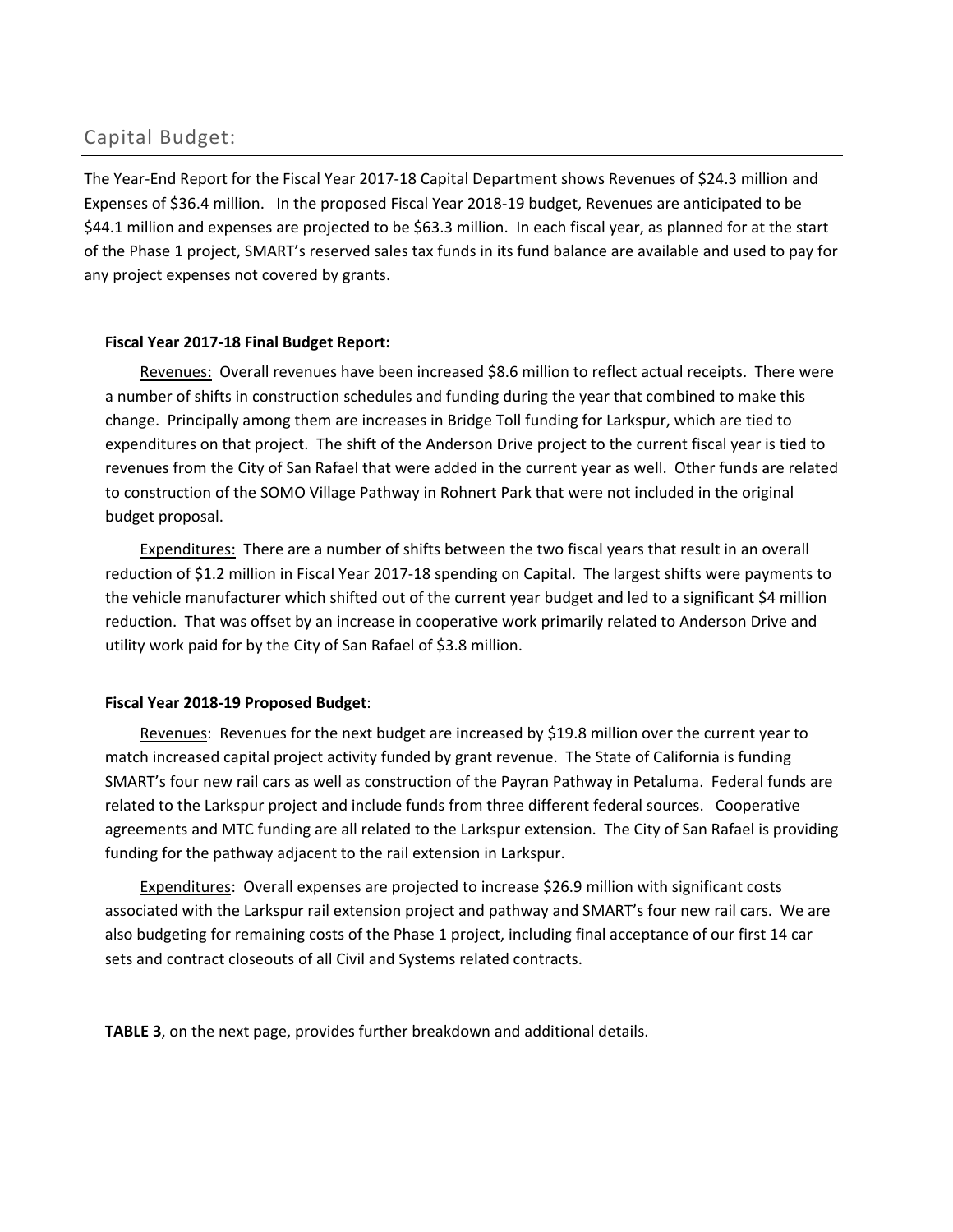## Capital Budget:

The Year-End Report for the Fiscal Year 2017-18 Capital Department shows Revenues of $24.3 million and Expenses of $36.4 million. In the proposed Fiscal Year 2018-19 budget, Revenues are anticipated to be $44.1 million and expenses are projected to be $63.3 million. In each fiscal year, as planned for at the start of the Phase 1 project, SMART's reserved sales tax funds in its fund balance are available and used to pay for any project expenses not covered by grants.

**Fiscal Year 2017-18 Final Budget Report:**

Revenues: Overall revenues have been increased $8.6 million to reflect actual receipts. There were a number of shifts in construction schedules and funding during the year that combined to make this change. Principally among them are increases in Bridge Toll funding for Larkspur, which are tied to expenditures on that project. The shift of the Anderson Drive project to the current fiscal year is tied to revenues from the City of San Rafael that were added in the current year as well. Other funds are related to construction of the SOMO Village Pathway in Rohnert Park that were not included in the original budget proposal.

Expenditures: There are a number of shifts between the two fiscal years that result in an overall reduction of $1.2 million in Fiscal Year 2017-18 spending on Capital. The largest shifts were payments to the vehicle manufacturer which shifted out of the current year budget and led to a significant $4 million reduction. That was offset by an increase in cooperative work primarily related to Anderson Drive and utility work paid for by the City of San Rafael of $3.8 million.

**Fiscal Year 2018-19 Proposed Budget**:

Revenues: Revenues for the next budget are increased by $19.8 million over the current year to match increased capital project activity funded by grant revenue. The State of California is funding SMART's four new rail cars as well as construction of the Payran Pathway in Petaluma. Federal funds are related to the Larkspur project and include funds from three different federal sources. Cooperative agreements and MTC funding are all related to the Larkspur extension. The City of San Rafael is providing funding for the pathway adjacent to the rail extension in Larkspur.

Expenditures: Overall expenses are projected to increase $26.9 million with significant costs associated with the Larkspur rail extension project and pathway and SMART's four new rail cars. We are also budgeting for remaining costs of the Phase 1 project, including final acceptance of our first 14 car sets and contract closeouts of all Civil and Systems related contracts.

**TABLE 3**, on the next page, provides further breakdown and additional details.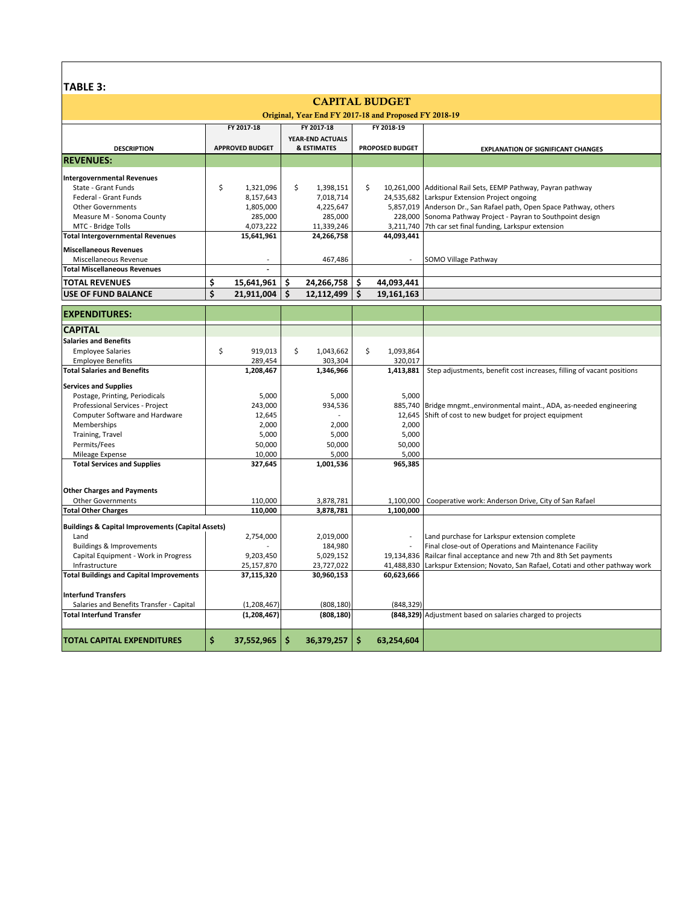**TABLE 3:**

## CAPITAL BUDGET

**Original, Year End FY 2017-18 and Proposed FY 2018-19**

| DESCRIPTION | FY 2017-18 APPROVED BUDGET | FY 2017-18 YEAR-END ACTUALS & ESTIMATES | FY 2018-19 PROPOSED BUDGET | EXPLANATION OF SIGNIFICANT CHANGES |
|---|---|---|---|---|
| **REVENUES:** | | | | |
| **Intergovernmental Revenues** | | | | |
| State - Grant Funds | $ 1,321,096 | $ 1,398,151 | $ 10,261,000 | Additional Rail Sets, EEMP Pathway, Payran pathway |
| Federal - Grant Funds | 8,157,643 | 7,018,714 | 24,535,682 | Larkspur Extension Project ongoing |
| Other Governments | 1,805,000 | 4,225,647 | 5,857,019 | Anderson Dr., San Rafael path, Open Space Pathway, others |
| Measure M - Sonoma County | 285,000 | 285,000 | 228,000 | Sonoma Pathway Project - Payran to Southpoint design |
| MTC - Bridge Tolls | 4,073,222 | 11,339,246 | 3,211,740 | 7th car set final funding, Larkspur extension |
| **Total Intergovernmental Revenues** | **15,641,961** | **24,266,758** | **44,093,441** | |
| **Miscellaneous Revenues** | | | | |
| Miscellaneous Revenue | - | 467,486 | - | SOMO Village Pathway |
| **Total Miscellaneous Revenues** | **-** | | | |
| **TOTAL REVENUES** | **$ 15,641,961** | **$ 24,266,758** | **$ 44,093,441** | |
| **USE OF FUND BALANCE** | **$ 21,911,004** | **$ 12,112,499** | **$ 19,161,163** | |
| **EXPENDITURES:** | | | | |
| **CAPITAL** | | | | |
| **Salaries and Benefits** | | | | |
| Employee Salaries | $ 919,013 | $ 1,043,662 | $ 1,093,864 | |
| Employee Benefits | 289,454 | 303,304 | 320,017 | |
| **Total Salaries and Benefits** | **1,208,467** | **1,346,966** | **1,413,881** | Step adjustments, benefit cost increases, filling of vacant positions |
| **Services and Supplies** | | | | |
| Postage, Printing, Periodicals | 5,000 | 5,000 | 5,000 | |
| Professional Services - Project | 243,000 | 934,536 | 885,740 | Bridge mngmt.,environmental maint., ADA, as-needed engineering |
| Computer Software and Hardware | 12,645 | - | 12,645 | Shift of cost to new budget for project equipment |
| Memberships | 2,000 | 2,000 | 2,000 | |
| Training, Travel | 5,000 | 5,000 | 5,000 | |
| Permits/Fees | 50,000 | 50,000 | 50,000 | |
| Mileage Expense | 10,000 | 5,000 | 5,000 | |
| **Total Services and Supplies** | **327,645** | **1,001,536** | **965,385** | |
| **Other Charges and Payments** | | | | |
| Other Governments | 110,000 | 3,878,781 | 1,100,000 | Cooperative work: Anderson Drive, City of San Rafael |
| **Total Other Charges** | **110,000** | **3,878,781** | **1,100,000** | |
| **Buildings & Capital Improvements (Capital Assets)** | | | | |
| Land | 2,754,000 | 2,019,000 | - | Land purchase for Larkspur extension complete |
| Buildings & Improvements | - | 184,980 | - | Final close-out of Operations and Maintenance Facility |
| Capital Equipment - Work in Progress | 9,203,450 | 5,029,152 | 19,134,836 | Railcar final acceptance and new 7th and 8th Set payments |
| Infrastructure | 25,157,870 | 23,727,022 | 41,488,830 | Larkspur Extension; Novato, San Rafael, Cotati and other pathway work |
| **Total Buildings and Capital Improvements** | **37,115,320** | **30,960,153** | **60,623,666** | |
| **Interfund Transfers** | | | | |
| Salaries and Benefits Transfer - Capital | (1,208,467) | (808,180) | (848,329) | |
| **Total Interfund Transfer** | **(1,208,467)** | **(808,180)** | **(848,329)** | Adjustment based on salaries charged to projects |
| **TOTAL CAPITAL EXPENDITURES** | **$ 37,552,965** | **$ 36,379,257** | **$ 63,254,604** | |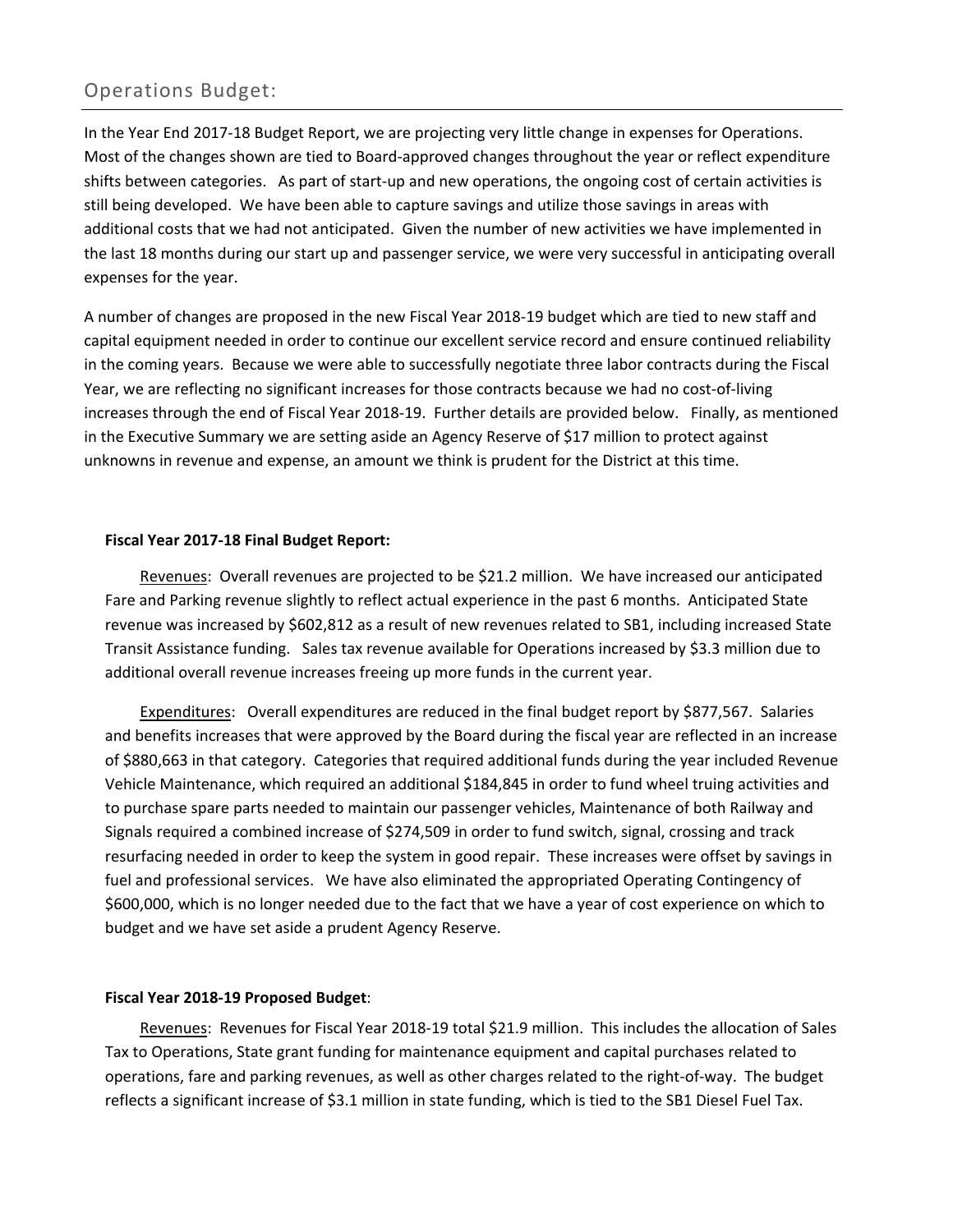## Operations Budget:

In the Year End 2017-18 Budget Report, we are projecting very little change in expenses for Operations. Most of the changes shown are tied to Board-approved changes throughout the year or reflect expenditure shifts between categories. As part of start-up and new operations, the ongoing cost of certain activities is still being developed. We have been able to capture savings and utilize those savings in areas with additional costs that we had not anticipated. Given the number of new activities we have implemented in the last 18 months during our start up and passenger service, we were very successful in anticipating overall expenses for the year.

A number of changes are proposed in the new Fiscal Year 2018-19 budget which are tied to new staff and capital equipment needed in order to continue our excellent service record and ensure continued reliability in the coming years. Because we were able to successfully negotiate three labor contracts during the Fiscal Year, we are reflecting no significant increases for those contracts because we had no cost-of-living increases through the end of Fiscal Year 2018-19. Further details are provided below. Finally, as mentioned in the Executive Summary we are setting aside an Agency Reserve of $17 million to protect against unknowns in revenue and expense, an amount we think is prudent for the District at this time.

**Fiscal Year 2017-18 Final Budget Report:**

Revenues: Overall revenues are projected to be $21.2 million. We have increased our anticipated Fare and Parking revenue slightly to reflect actual experience in the past 6 months. Anticipated State revenue was increased by $602,812 as a result of new revenues related to SB1, including increased State Transit Assistance funding. Sales tax revenue available for Operations increased by $3.3 million due to additional overall revenue increases freeing up more funds in the current year.

Expenditures: Overall expenditures are reduced in the final budget report by $877,567. Salaries and benefits increases that were approved by the Board during the fiscal year are reflected in an increase of $880,663 in that category. Categories that required additional funds during the year included Revenue Vehicle Maintenance, which required an additional $184,845 in order to fund wheel truing activities and to purchase spare parts needed to maintain our passenger vehicles, Maintenance of both Railway and Signals required a combined increase of $274,509 in order to fund switch, signal, crossing and track resurfacing needed in order to keep the system in good repair. These increases were offset by savings in fuel and professional services. We have also eliminated the appropriated Operating Contingency of $600,000, which is no longer needed due to the fact that we have a year of cost experience on which to budget and we have set aside a prudent Agency Reserve.

**Fiscal Year 2018-19 Proposed Budget**:

Revenues: Revenues for Fiscal Year 2018-19 total $21.9 million. This includes the allocation of Sales Tax to Operations, State grant funding for maintenance equipment and capital purchases related to operations, fare and parking revenues, as well as other charges related to the right-of-way. The budget reflects a significant increase of $3.1 million in state funding, which is tied to the SB1 Diesel Fuel Tax.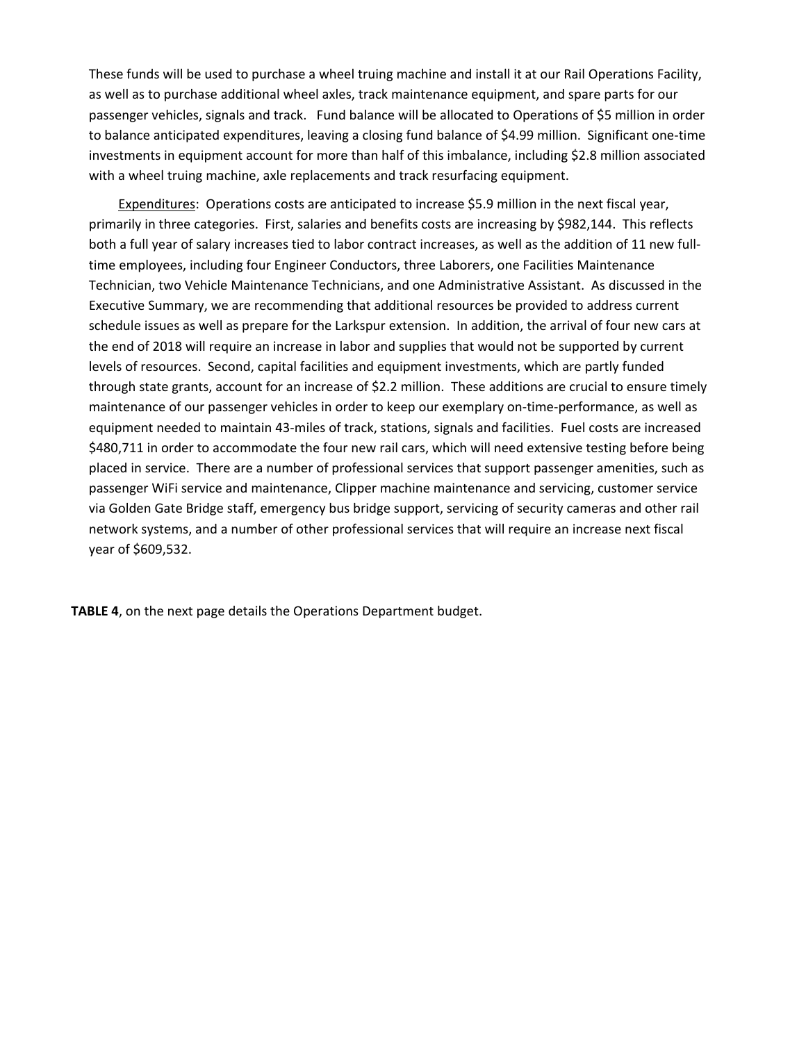These funds will be used to purchase a wheel truing machine and install it at our Rail Operations Facility, as well as to purchase additional wheel axles, track maintenance equipment, and spare parts for our passenger vehicles, signals and track. Fund balance will be allocated to Operations of $5 million in order to balance anticipated expenditures, leaving a closing fund balance of $4.99 million. Significant one-time investments in equipment account for more than half of this imbalance, including $2.8 million associated with a wheel truing machine, axle replacements and track resurfacing equipment.

Expenditures: Operations costs are anticipated to increase $5.9 million in the next fiscal year, primarily in three categories. First, salaries and benefits costs are increasing by $982,144. This reflects both a full year of salary increases tied to labor contract increases, as well as the addition of 11 new full-time employees, including four Engineer Conductors, three Laborers, one Facilities Maintenance Technician, two Vehicle Maintenance Technicians, and one Administrative Assistant. As discussed in the Executive Summary, we are recommending that additional resources be provided to address current schedule issues as well as prepare for the Larkspur extension. In addition, the arrival of four new cars at the end of 2018 will require an increase in labor and supplies that would not be supported by current levels of resources. Second, capital facilities and equipment investments, which are partly funded through state grants, account for an increase of $2.2 million. These additions are crucial to ensure timely maintenance of our passenger vehicles in order to keep our exemplary on-time-performance, as well as equipment needed to maintain 43-miles of track, stations, signals and facilities. Fuel costs are increased $480,711 in order to accommodate the four new rail cars, which will need extensive testing before being placed in service. There are a number of professional services that support passenger amenities, such as passenger WiFi service and maintenance, Clipper machine maintenance and servicing, customer service via Golden Gate Bridge staff, emergency bus bridge support, servicing of security cameras and other rail network systems, and a number of other professional services that will require an increase next fiscal year of $609,532.

**TABLE 4**, on the next page details the Operations Department budget.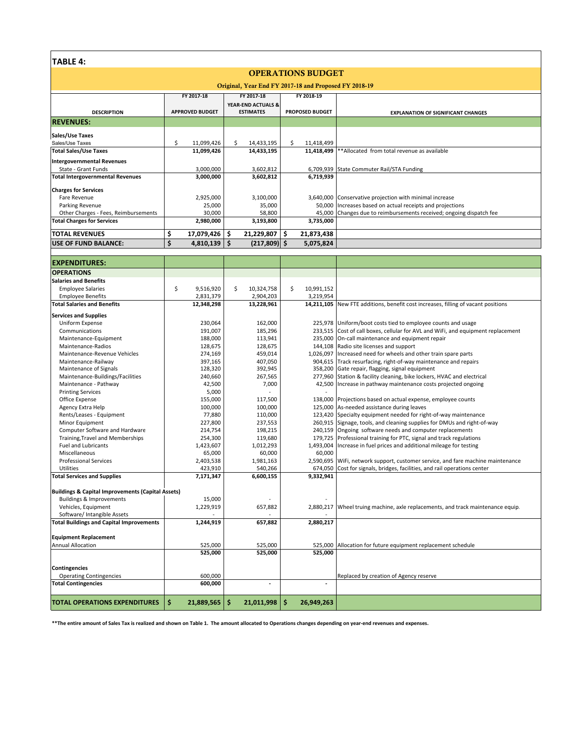## TABLE 4:

### OPERATIONS BUDGET

**Original, Year End FY 2017-18 and Proposed FY 2018-19**

| DESCRIPTION | FY 2017-18 APPROVED BUDGET | FY 2017-18 YEAR-END ACTUALS & ESTIMATES | FY 2018-19 PROPOSED BUDGET | EXPLANATION OF SIGNIFICANT CHANGES |
|---|---|---|---|---|
| **REVENUES:** | | | | |
| **Sales/Use Taxes** | | | | |
| Sales/Use Taxes | $ 11,099,426 | $ 14,433,195 | $ 11,418,499 | |
| **Total Sales/Use Taxes** | **11,099,426** | **14,433,195** | **11,418,499** | **Allocated from total revenue as available |
| **Intergovernmental Revenues** | | | | |
| State - Grant Funds | 3,000,000 | 3,602,812 | 6,709,939 | State Commuter Rail/STA Funding |
| **Total Intergovernmental Revenues** | **3,000,000** | **3,602,812** | **6,719,939** | |
| **Charges for Services** | | | | |
| Fare Revenue | 2,925,000 | 3,100,000 | 3,640,000 | Conservative projection with minimal increase |
| Parking Revenue | 25,000 | 35,000 | 50,000 | Increases based on actual receipts and projections |
| Other Charges - Fees, Reimbursements | 30,000 | 58,800 | 45,000 | Changes due to reimbursements received; ongoing dispatch fee |
| **Total Charges for Services** | **2,980,000** | **3,193,800** | **3,735,000** | |
| **TOTAL REVENUES** | **$ 17,079,426** | **$ 21,229,807** | **$ 21,873,438** | |
| **USE OF FUND BALANCE:** | **$ 4,810,139** | **$ (217,809)** | **$ 5,075,824** | |
| **EXPENDITURES:** | | | | |
| **OPERATIONS** | | | | |
| **Salaries and Benefits** | | | | |
| Employee Salaries | $ 9,516,920 | $ 10,324,758 | $ 10,991,152 | |
| Employee Benefits | 2,831,379 | 2,904,203 | 3,219,954 | |
| **Total Salaries and Benefits** | **12,348,298** | **13,228,961** | **14,211,105** | New FTE additions, benefit cost increases, filling of vacant positions |
| **Services and Supplies** | | | | |
| Uniform Expense | 230,064 | 162,000 | 225,978 | Uniform/boot costs tied to employee counts and usage |
| Communications | 191,007 | 185,296 | 233,515 | Cost of call boxes, cellular for AVL and WiFi, and equipment replacement |
| Maintenance-Equipment | 188,000 | 113,941 | 235,000 | On-call maintenance and equipment repair |
| Maintenance-Radios | 128,675 | 128,675 | 144,108 | Radio site licenses and support |
| Maintenance-Revenue Vehicles | 274,169 | 459,014 | 1,026,097 | Increased need for wheels and other train spare parts |
| Maintenance-Railway | 397,165 | 407,050 | 904,615 | Track resurfacing, right-of-way maintenance and repairs |
| Maintenance of Signals | 128,320 | 392,945 | 358,200 | Gate repair, flagging, signal equipment |
| Maintenance-Buildings/Facilities | 240,660 | 267,565 | 277,960 | Station & facility cleaning, bike lockers, HVAC and electrical |
| Maintenance - Pathway | 42,500 | 7,000 | 42,500 | Increase in pathway maintenance costs projected ongoing |
| Printing Services | 5,000 | - | - | |
| Office Expense | 155,000 | 117,500 | 138,000 | Projections based on actual expense, employee counts |
| Agency Extra Help | 100,000 | 100,000 | 125,000 | As-needed assistance during leaves |
| Rents/Leases - Equipment | 77,880 | 110,000 | 123,420 | Specialty equipment needed for right-of-way maintenance |
| Minor Equipment | 227,800 | 237,553 | 260,915 | Signage, tools, and cleaning supplies for DMUs and right-of-way |
| Computer Software and Hardware | 214,754 | 198,215 | 240,159 | Ongoing software needs and computer replacements |
| Training,Travel and Memberships | 254,300 | 119,680 | 179,725 | Professional training for PTC, signal and track regulations |
| Fuel and Lubricants | 1,423,607 | 1,012,293 | 1,493,004 | Increase in fuel prices and additional mileage for testing |
| Miscellaneous | 65,000 | 60,000 | 60,000 | |
| Professional Services | 2,403,538 | 1,981,163 | 2,590,695 | WiFi, network support, customer service, and fare machine maintenance |
| Utilities | 423,910 | 540,266 | 674,050 | Cost for signals, bridges, facilities, and rail operations center |
| **Total Services and Supplies** | **7,171,347** | **6,600,155** | **9,332,941** | |
| **Buildings & Capital Improvements (Capital Assets)** | | | | |
| Buildings & Improvements | 15,000 | - | - | |
| Vehicles, Equipment | 1,229,919 | 657,882 | 2,880,217 | Wheel truing machine, axle replacements, and track maintenance equip. |
| Software/ Intangible Assets | - | - | - | |
| **Total Buildings and Capital Improvements** | **1,244,919** | **657,882** | **2,880,217** | |
| **Equipment Replacement** | | | | |
| Annual Allocation | 525,000 | 525,000 | 525,000 | Allocation for future equipment replacement schedule |
| | **525,000** | **525,000** | **525,000** | |
| **Contingencies** | | | | |
| Operating Contingencies | 600,000 | | | Replaced by creation of Agency reserve |
| **Total Contingencies** | **600,000** | **-** | **-** | |
| **TOTAL OPERATIONS EXPENDITURES** | **$ 21,889,565** | **$ 21,011,998** | **$ 26,949,263** | |

**The entire amount of Sales Tax is realized and shown on Table 1. The amount allocated to Operations changes depending on year-end revenues and expenses.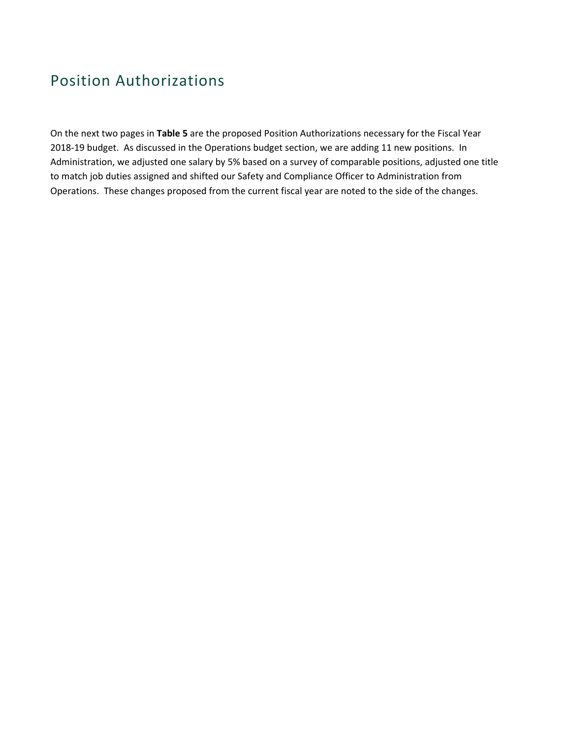# Position Authorizations

On the next two pages in **Table 5** are the proposed Position Authorizations necessary for the Fiscal Year 2018-19 budget. As discussed in the Operations budget section, we are adding 11 new positions. In Administration, we adjusted one salary by 5% based on a survey of comparable positions, adjusted one title to match job duties assigned and shifted our Safety and Compliance Officer to Administration from Operations. These changes proposed from the current fiscal year are noted to the side of the changes.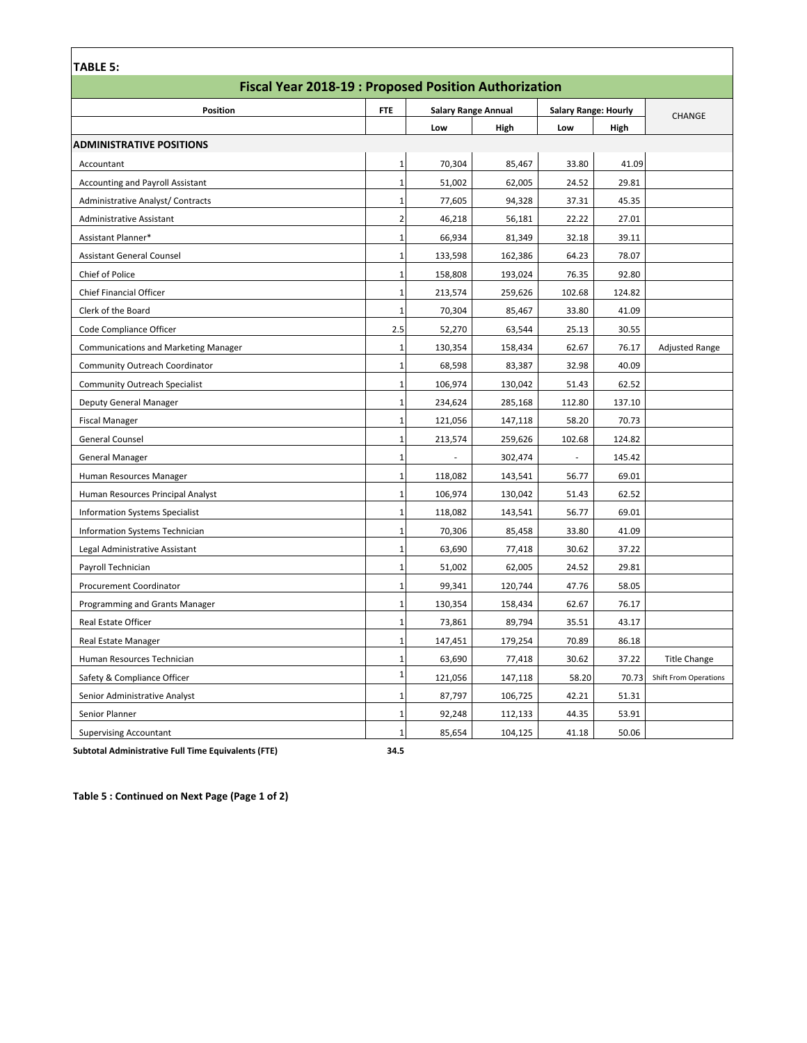**TABLE 5:**

## Fiscal Year 2018-19 : Proposed Position Authorization

| Position | FTE | Salary Range Annual | | Salary Range: Hourly | | CHANGE |
|---|---|---|---|---|---|---|
| | | Low | High | Low | High | |
| **ADMINISTRATIVE POSITIONS** | | | | | | |
| Accountant | 1 | 70,304 | 85,467 | 33.80 | 41.09 | |
| Accounting and Payroll Assistant | 1 | 51,002 | 62,005 | 24.52 | 29.81 | |
| Administrative Analyst/ Contracts | 1 | 77,605 | 94,328 | 37.31 | 45.35 | |
| Administrative Assistant | 2 | 46,218 | 56,181 | 22.22 | 27.01 | |
| Assistant Planner* | 1 | 66,934 | 81,349 | 32.18 | 39.11 | |
| Assistant General Counsel | 1 | 133,598 | 162,386 | 64.23 | 78.07 | |
| Chief of Police | 1 | 158,808 | 193,024 | 76.35 | 92.80 | |
| Chief Financial Officer | 1 | 213,574 | 259,626 | 102.68 | 124.82 | |
| Clerk of the Board | 1 | 70,304 | 85,467 | 33.80 | 41.09 | |
| Code Compliance Officer | 2.5 | 52,270 | 63,544 | 25.13 | 30.55 | |
| Communications and Marketing Manager | 1 | 130,354 | 158,434 | 62.67 | 76.17 | Adjusted Range |
| Community Outreach Coordinator | 1 | 68,598 | 83,387 | 32.98 | 40.09 | |
| Community Outreach Specialist | 1 | 106,974 | 130,042 | 51.43 | 62.52 | |
| Deputy General Manager | 1 | 234,624 | 285,168 | 112.80 | 137.10 | |
| Fiscal Manager | 1 | 121,056 | 147,118 | 58.20 | 70.73 | |
| General Counsel | 1 | 213,574 | 259,626 | 102.68 | 124.82 | |
| General Manager | 1 | - | 302,474 | - | 145.42 | |
| Human Resources Manager | 1 | 118,082 | 143,541 | 56.77 | 69.01 | |
| Human Resources Principal Analyst | 1 | 106,974 | 130,042 | 51.43 | 62.52 | |
| Information Systems Specialist | 1 | 118,082 | 143,541 | 56.77 | 69.01 | |
| Information Systems Technician | 1 | 70,306 | 85,458 | 33.80 | 41.09 | |
| Legal Administrative Assistant | 1 | 63,690 | 77,418 | 30.62 | 37.22 | |
| Payroll Technician | 1 | 51,002 | 62,005 | 24.52 | 29.81 | |
| Procurement Coordinator | 1 | 99,341 | 120,744 | 47.76 | 58.05 | |
| Programming and Grants Manager | 1 | 130,354 | 158,434 | 62.67 | 76.17 | |
| Real Estate Officer | 1 | 73,861 | 89,794 | 35.51 | 43.17 | |
| Real Estate Manager | 1 | 147,451 | 179,254 | 70.89 | 86.18 | |
| Human Resources Technician | 1 | 63,690 | 77,418 | 30.62 | 37.22 | Title Change |
| Safety & Compliance Officer | 1 | 121,056 | 147,118 | 58.20 | 70.73 | Shift From Operations |
| Senior Administrative Analyst | 1 | 87,797 | 106,725 | 42.21 | 51.31 | |
| Senior Planner | 1 | 92,248 | 112,133 | 44.35 | 53.91 | |
| Supervising Accountant | 1 | 85,654 | 104,125 | 41.18 | 50.06 | |
| **Subtotal Administrative Full Time Equivalents (FTE)** | **34.5** | | | | | |

**Table 5 : Continued on Next Page (Page 1 of 2)**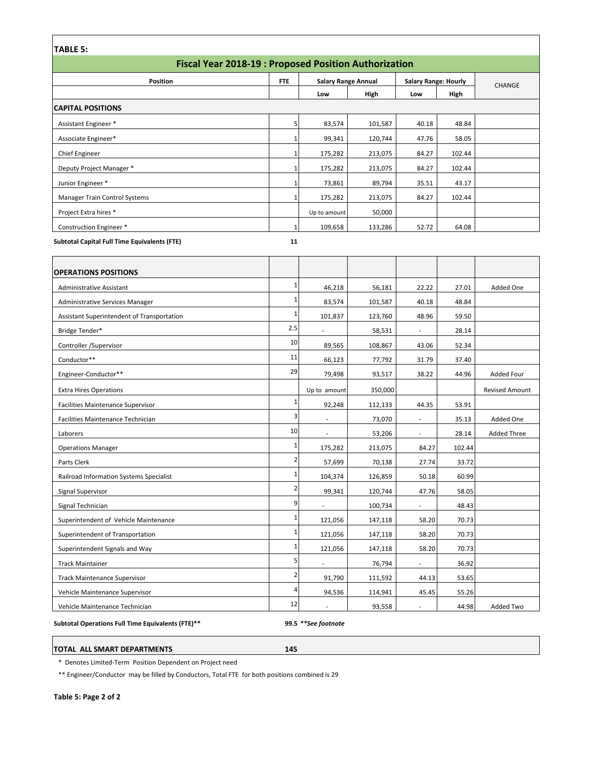**TABLE 5:**

## Fiscal Year 2018-19 : Proposed Position Authorization

| Position | FTE | Salary Range Annual | | Salary Range: Hourly | | CHANGE |
|---|---|---|---|---|---|---|
| | | Low | High | Low | High | |
| **CAPITAL POSITIONS** | | | | | | |
| Assistant Engineer * | 5 | 83,574 | 101,587 | 40.18 | 48.84 | |
| Associate Engineer* | 1 | 99,341 | 120,744 | 47.76 | 58.05 | |
| Chief Engineer | 1 | 175,282 | 213,075 | 84.27 | 102.44 | |
| Deputy Project Manager * | 1 | 175,282 | 213,075 | 84.27 | 102.44 | |
| Junior Engineer * | 1 | 73,861 | 89,794 | 35.51 | 43.17 | |
| Manager Train Control Systems | 1 | 175,282 | 213,075 | 84.27 | 102.44 | |
| Project Extra hires * | | Up to amount | 50,000 | | | |
| Construction Engineer * | 1 | 109,658 | 133,286 | 52.72 | 64.08 | |
| **Subtotal Capital Full Time Equivalents (FTE)** | **11** | | | | | |
| **OPERATIONS POSITIONS** | | | | | | |
| Administrative Assistant | 1 | 46,218 | 56,181 | 22.22 | 27.01 | Added One |
| Administrative Services Manager | 1 | 83,574 | 101,587 | 40.18 | 48.84 | |
| Assistant Superintendent of Transportation | 1 | 101,837 | 123,760 | 48.96 | 59.50 | |
| Bridge Tender* | 2.5 | - | 58,531 | - | 28.14 | |
| Controller /Supervisor | 10 | 89,565 | 108,867 | 43.06 | 52.34 | |
| Conductor** | 11 | 66,123 | 77,792 | 31.79 | 37.40 | |
| Engineer-Conductor** | 29 | 79,498 | 93,517 | 38.22 | 44.96 | Added Four |
| Extra Hires Operations | | Up to amount | 350,000 | | | Revised Amount |
| Facilities Maintenance Supervisor | 1 | 92,248 | 112,133 | 44.35 | 53.91 | |
| Facilities Maintenance Technician | 3 | - | 73,070 | - | 35.13 | Added One |
| Laborers | 10 | - | 53,206 | - | 28.14 | Added Three |
| Operations Manager | 1 | 175,282 | 213,075 | 84.27 | 102.44 | |
| Parts Clerk | 2 | 57,699 | 70,138 | 27.74 | 33.72 | |
| Railroad Information Systems Specialist | 1 | 104,374 | 126,859 | 50.18 | 60.99 | |
| Signal Supervisor | 2 | 99,341 | 120,744 | 47.76 | 58.05 | |
| Signal Technician | 9 | - | 100,734 | - | 48.43 | |
| Superintendent of Vehicle Maintenance | 1 | 121,056 | 147,118 | 58.20 | 70.73 | |
| Superintendent of Transportation | 1 | 121,056 | 147,118 | 58.20 | 70.73 | |
| Superintendent Signals and Way | 1 | 121,056 | 147,118 | 58.20 | 70.73 | |
| Track Maintainer | 5 | - | 76,794 | - | 36.92 | |
| Track Maintenance Supervisor | 2 | 91,790 | 111,592 | 44.13 | 53.65 | |
| Vehicle Maintenance Supervisor | 4 | 94,536 | 114,941 | 45.45 | 55.26 | |
| Vehicle Maintenance Technician | 12 | - | 93,558 | - | 44.98 | Added Two |
| **Subtotal Operations Full Time Equivalents (FTE)**** | **99.5** ***\*\*See footnote*** | | | | | |
| **TOTAL ALL SMART DEPARTMENTS** | **145** | | | | | |

\* Denotes Limited-Term Position Dependent on Project need

\*\* Engineer/Conductor may be filled by Conductors, Total FTE for both positions combined is 29

**Table 5: Page 2 of 2**